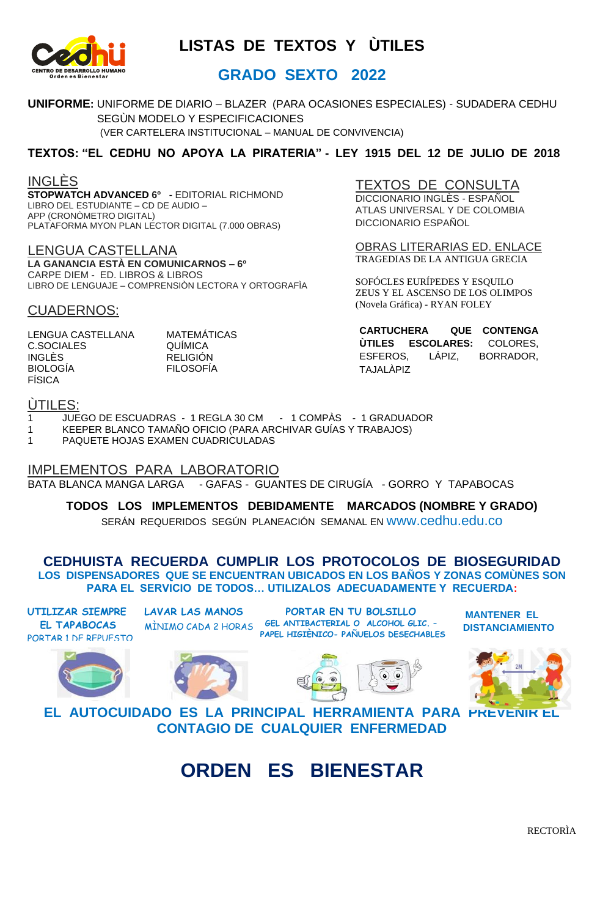# LISTAS DE TEXTOS Y ÙTILES

## GRADO SEXTO 2022

**UNIFORME:** UNIFORME DE DIARIO – BLAZER (PARA OCASIONES ESPECIALES) - SUDADERA CEDHU SEGÙN MODELO Y ESPECIFICACIONES
(VER CARTELERA INSTITUCIONAL – MANUAL DE CONVIVENCIA)

**TEXTOS: "EL CEDHU NO APOYA LA PIRATERIA" - LEY 1915 DEL 12 DE JULIO DE 2018**

### INGLÈS

**STOPWATCH ADVANCED 6° -** EDITORIAL RICHMOND
LIBRO DEL ESTUDIANTE – CD DE AUDIO –
APP (CRONÒMETRO DIGITAL)
PLATAFORMA MYON PLAN LECTOR DIGITAL (7.000 OBRAS)

### LENGUA CASTELLANA

**LA GANANCIA ESTÀ EN COMUNICARNOS – 6°**
CARPE DIEM - ED. LIBROS & LIBROS
LIBRO DE LENGUAJE – COMPRENSIÒN LECTORA Y ORTOGRAFÌA

### CUADERNOS:

- LENGUA CASTELLANA
- C.SOCIALES
- INGLÈS
- BIOLOGÍA
- FÍSICA
- MATEMÁTICAS
- QUÍMICA
- RELIGIÓN
- FILOSOFÍA

### TEXTOS DE CONSULTA

DICCIONARIO INGLÈS - ESPAÑOL
ATLAS UNIVERSAL Y DE COLOMBIA
DICCIONARIO ESPAÑOL

### OBRAS LITERARIAS ED. ENLACE

TRAGEDIAS DE LA ANTIGUA GRECIA

SOFÓCLES EURÍPEDES Y ESQUILO
ZEUS Y EL ASCENSO DE LOS OLIMPOS
(Novela Gráfica) - RYAN FOLEY

**CARTUCHERA QUE CONTENGA ÙTILES ESCOLARES:** COLORES, ESFEROS, LÁPIZ, BORRADOR, TAJALÀPIZ

### ÙTILES:

1 JUEGO DE ESCUADRAS - 1 REGLA 30 CM - 1 COMPÀS - 1 GRADUADOR
1 KEEPER BLANCO TAMAÑO OFICIO (PARA ARCHIVAR GUÍAS Y TRABAJOS)
1 PAQUETE HOJAS EXAMEN CUADRICULADAS

### IMPLEMENTOS PARA LABORATORIO

BATA BLANCA MANGA LARGA - GAFAS - GUANTES DE CIRUGÍA - GORRO Y TAPABOCAS

**TODOS LOS IMPLEMENTOS DEBIDAMENTE MARCADOS (NOMBRE Y GRADO)**
SERÁN REQUERIDOS SEGÚN PLANEACIÓN SEMANAL EN www.cedhu.edu.co

**CEDHUISTA RECUERDA CUMPLIR LOS PROTOCOLOS DE BIOSEGURIDAD**

**LOS DISPENSADORES QUE SE ENCUENTRAN UBICADOS EN LOS BAÑOS Y ZONAS COMÙNES SON PARA EL SERVICIO DE TODOS… UTILIZALOS ADECUADAMENTE Y RECUERDA:**

- **UTILIZAR SIEMPRE EL TAPABOCAS** PORTAR 1 DE REPUESTO
- **LAVAR LAS MANOS** MÌNIMO CADA 2 HORAS
- **PORTAR EN TU BOLSILLO** GEL ANTIBACTERIAL O ALCOHOL GLIC. - PAPEL HIGIÈNICO- PAÑUELOS DESECHABLES
- **MANTENER EL DISTANCIAMIENTO**

**EL AUTOCUIDADO ES LA PRINCIPAL HERRAMIENTA PARA PREVENIR EL CONTAGIO DE CUALQUIER ENFERMEDAD**

# ORDEN ES BIENESTAR

RECTORÌA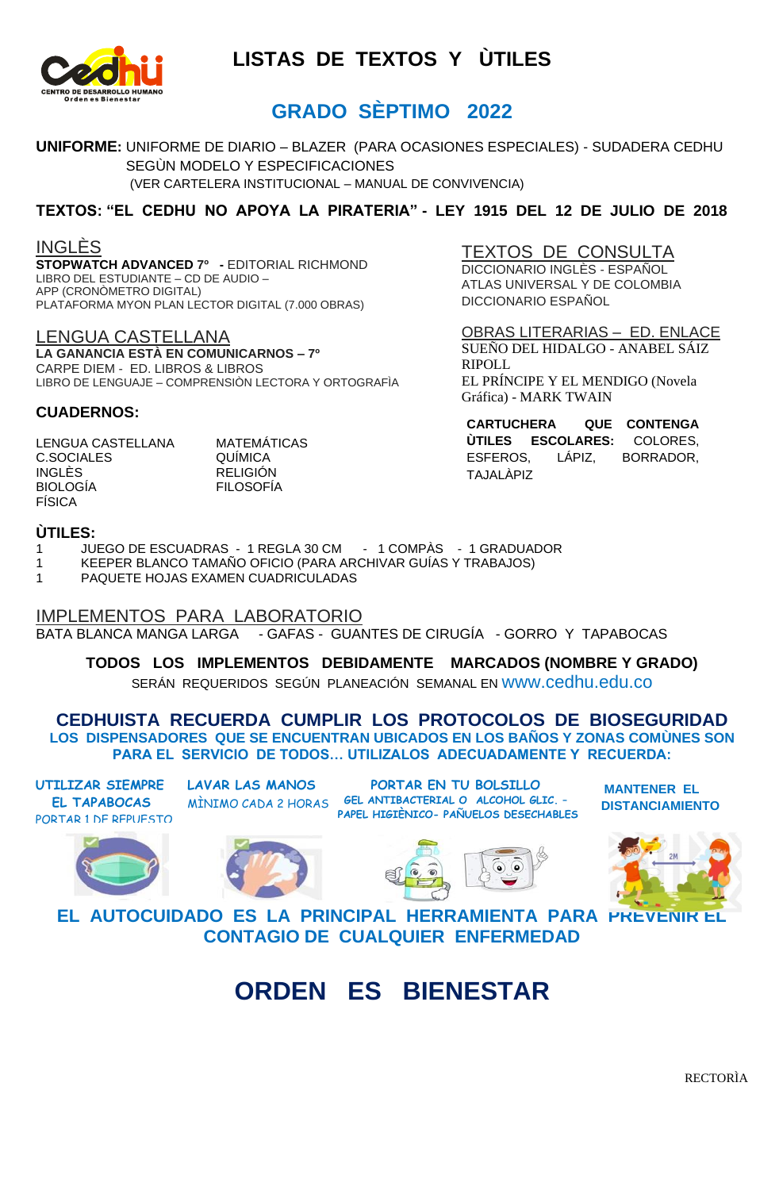# LISTAS DE TEXTOS Y ÙTILES

## GRADO SÈPTIMO 2022

**UNIFORME:** UNIFORME DE DIARIO – BLAZER (PARA OCASIONES ESPECIALES) - SUDADERA CEDHU SEGÙN MODELO Y ESPECIFICACIONES
(VER CARTELERA INSTITUCIONAL – MANUAL DE CONVIVENCIA)

**TEXTOS: "EL CEDHU NO APOYA LA PIRATERIA" - LEY 1915 DEL 12 DE JULIO DE 2018**

### INGLÈS

**STOPWATCH ADVANCED 7º** - EDITORIAL RICHMOND
LIBRO DEL ESTUDIANTE – CD DE AUDIO –
APP (CRONÒMETRO DIGITAL)
PLATAFORMA MYON PLAN LECTOR DIGITAL (7.000 OBRAS)

### LENGUA CASTELLANA

**LA GANANCIA ESTÀ EN COMUNICARNOS – 7º**
CARPE DIEM - ED. LIBROS & LIBROS
LIBRO DE LENGUAJE – COMPRENSIÒN LECTORA Y ORTOGRAFÌA

### CUADERNOS:

- LENGUA CASTELLANA
- C.SOCIALES
- INGLÈS
- BIOLOGÍA
- FÍSICA
- MATEMÁTICAS
- QUÍMICA
- RELIGIÓN
- FILOSOFÍA

### TEXTOS DE CONSULTA

DICCIONARIO INGLÈS - ESPAÑOL
ATLAS UNIVERSAL Y DE COLOMBIA
DICCIONARIO ESPAÑOL

### OBRAS LITERARIAS – ED. ENLACE

SUEÑO DEL HIDALGO - ANABEL SÁIZ RIPOLL
EL PRÍNCIPE Y EL MENDIGO (Novela Gráfica) - MARK TWAIN

**CARTUCHERA QUE CONTENGA ÙTILES ESCOLARES:** COLORES, ESFEROS, LÁPIZ, BORRADOR, TAJALÀPIZ

### ÙTILES:

1 JUEGO DE ESCUADRAS - 1 REGLA 30 CM - 1 COMPÀS - 1 GRADUADOR
1 KEEPER BLANCO TAMAÑO OFICIO (PARA ARCHIVAR GUÍAS Y TRABAJOS)
1 PAQUETE HOJAS EXAMEN CUADRICULADAS

### IMPLEMENTOS PARA LABORATORIO

BATA BLANCA MANGA LARGA - GAFAS - GUANTES DE CIRUGÍA - GORRO Y TAPABOCAS

**TODOS LOS IMPLEMENTOS DEBIDAMENTE MARCADOS (NOMBRE Y GRADO)**
SERÁN REQUERIDOS SEGÚN PLANEACIÓN SEMANAL EN www.cedhu.edu.co

**CEDHUISTA RECUERDA CUMPLIR LOS PROTOCOLOS DE BIOSEGURIDAD**
**LOS DISPENSADORES QUE SE ENCUENTRAN UBICADOS EN LOS BAÑOS Y ZONAS COMÙNES SON PARA EL SERVICIO DE TODOS… UTILIZALOS ADECUADAMENTE Y RECUERDA:**

- **UTILIZAR SIEMPRE EL TAPABOCAS** PORTAR 1 DE REPUESTO
- **LAVAR LAS MANOS** MÌNIMO CADA 2 HORAS
- **PORTAR EN TU BOLSILLO** GEL ANTIBACTERIAL O ALCOHOL GLIC. - PAPEL HIGIÈNICO- PAÑUELOS DESECHABLES
- **MANTENER EL DISTANCIAMIENTO**

**EL AUTOCUIDADO ES LA PRINCIPAL HERRAMIENTA PARA PREVENIR EL CONTAGIO DE CUALQUIER ENFERMEDAD**

# ORDEN ES BIENESTAR

RECTORÌA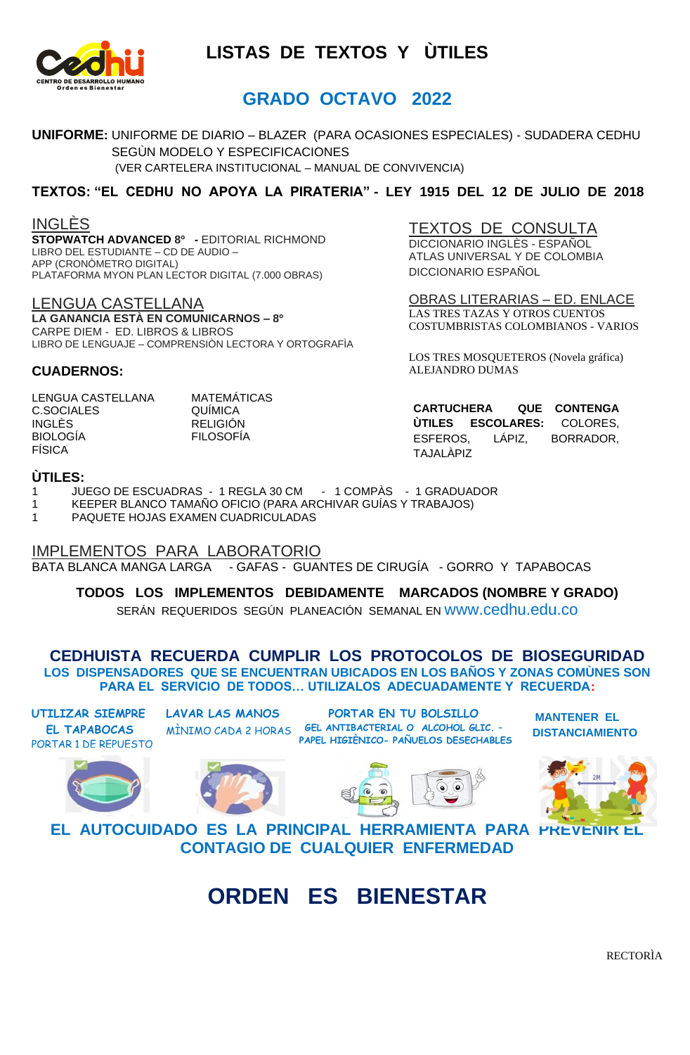# LISTAS DE TEXTOS Y ÙTILES

## GRADO OCTAVO 2022

**UNIFORME:** UNIFORME DE DIARIO – BLAZER (PARA OCASIONES ESPECIALES) - SUDADERA CEDHU SEGÙN MODELO Y ESPECIFICACIONES
(VER CARTELERA INSTITUCIONAL – MANUAL DE CONVIVENCIA)

**TEXTOS: "EL CEDHU NO APOYA LA PIRATERIA" - LEY 1915 DEL 12 DE JULIO DE 2018**

### INGLÈS

**STOPWATCH ADVANCED 8º -** EDITORIAL RICHMOND
LIBRO DEL ESTUDIANTE – CD DE AUDIO –
APP (CRONÒMETRO DIGITAL)
PLATAFORMA MYON PLAN LECTOR DIGITAL (7.000 OBRAS)

### LENGUA CASTELLANA

**LA GANANCIA ESTÀ EN COMUNICARNOS – 8º**
CARPE DIEM - ED. LIBROS & LIBROS
LIBRO DE LENGUAJE – COMPRENSIÒN LECTORA Y ORTOGRAFÌA

### TEXTOS DE CONSULTA

DICCIONARIO INGLÈS - ESPAÑOL
ATLAS UNIVERSAL Y DE COLOMBIA
DICCIONARIO ESPAÑOL

### OBRAS LITERARIAS – ED. ENLACE

LAS TRES TAZAS Y OTROS CUENTOS COSTUMBRISTAS COLOMBIANOS - VARIOS

LOS TRES MOSQUETEROS (Novela gráfica) ALEJANDRO DUMAS

### CUADERNOS:

- LENGUA CASTELLANA
- C.SOCIALES
- INGLÈS
- BIOLOGÍA
- FÍSICA
- MATEMÁTICAS
- QUÍMICA
- RELIGIÓN
- FILOSOFÍA

**CARTUCHERA QUE CONTENGA ÙTILES ESCOLARES:** COLORES, ESFEROS, LÁPIZ, BORRADOR, TAJALÀPIZ

### ÙTILES:

1 JUEGO DE ESCUADRAS - 1 REGLA 30 CM - 1 COMPÀS - 1 GRADUADOR
1 KEEPER BLANCO TAMAÑO OFICIO (PARA ARCHIVAR GUÍAS Y TRABAJOS)
1 PAQUETE HOJAS EXAMEN CUADRICULADAS

### IMPLEMENTOS PARA LABORATORIO

BATA BLANCA MANGA LARGA - GAFAS - GUANTES DE CIRUGÍA - GORRO Y TAPABOCAS

**TODOS LOS IMPLEMENTOS DEBIDAMENTE MARCADOS (NOMBRE Y GRADO)**
SERÁN REQUERIDOS SEGÚN PLANEACIÓN SEMANAL EN www.cedhu.edu.co

**CEDHUISTA RECUERDA CUMPLIR LOS PROTOCOLOS DE BIOSEGURIDAD**
**LOS DISPENSADORES QUE SE ENCUENTRAN UBICADOS EN LOS BAÑOS Y ZONAS COMÙNES SON PARA EL SERVICIO DE TODOS… UTILIZALOS ADECUADAMENTE Y RECUERDA:**

- **UTILIZAR SIEMPRE EL TAPABOCAS** – PORTAR 1 DE REPUESTO
- **LAVAR LAS MANOS** – MÌNIMO CADA 2 HORAS
- **PORTAR EN TU BOLSILLO** – GEL ANTIBACTERIAL O ALCOHOL GLIC. - PAPEL HIGIÈNICO- PAÑUELOS DESECHABLES
- **MANTENER EL DISTANCIAMIENTO**

**EL AUTOCUIDADO ES LA PRINCIPAL HERRAMIENTA PARA PREVENIR EL CONTAGIO DE CUALQUIER ENFERMEDAD**

# ORDEN ES BIENESTAR

RECTORÌA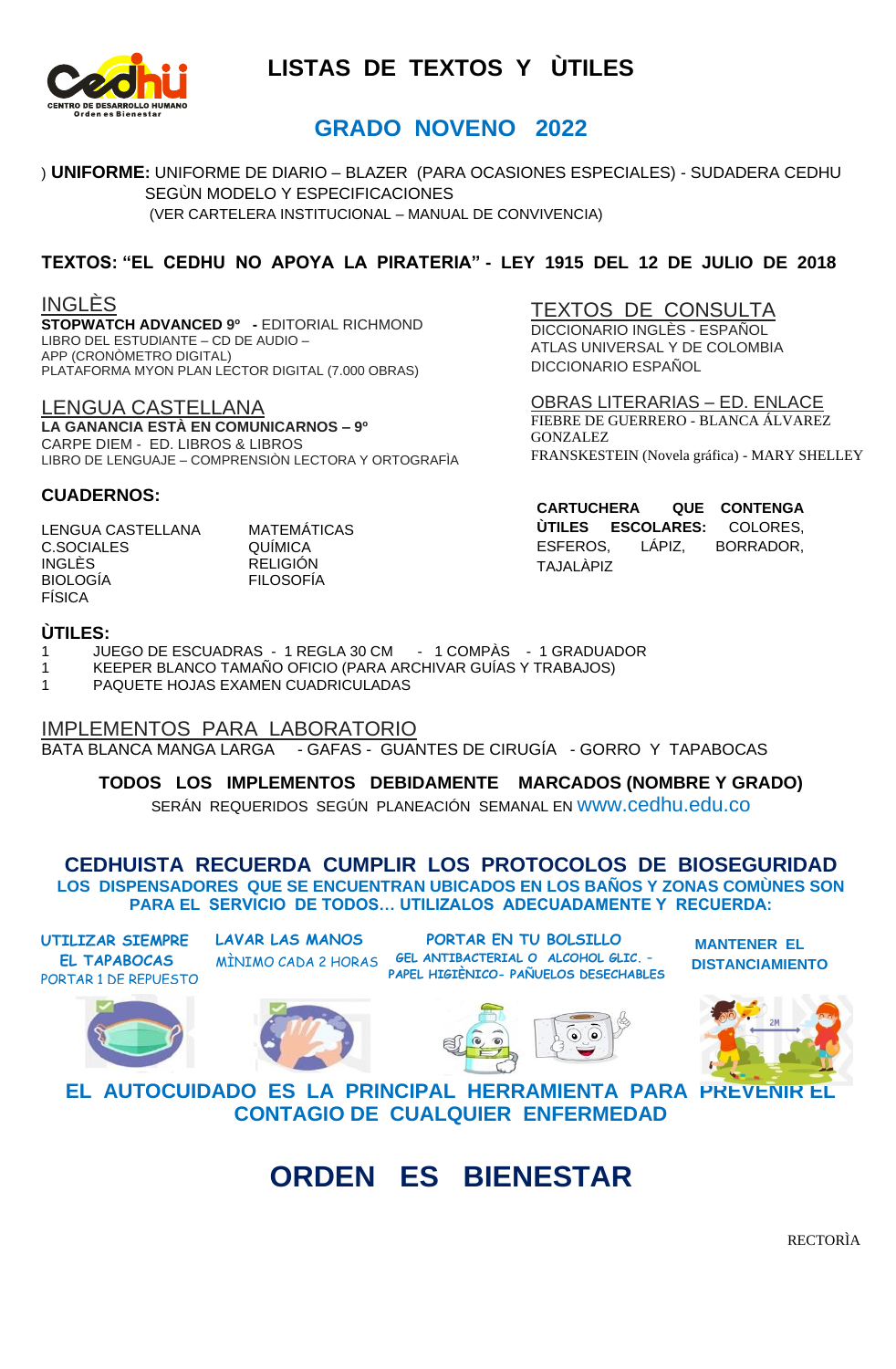# LISTAS DE TEXTOS Y ÙTILES

## GRADO NOVENO 2022

) **UNIFORME:** UNIFORME DE DIARIO – BLAZER (PARA OCASIONES ESPECIALES) - SUDADERA CEDHU SEGÙN MODELO Y ESPECIFICACIONES
(VER CARTELERA INSTITUCIONAL – MANUAL DE CONVIVENCIA)

**TEXTOS: "EL CEDHU NO APOYA LA PIRATERIA" - LEY 1915 DEL 12 DE JULIO DE 2018**

### INGLÈS

**STOPWATCH ADVANCED 9º - ** EDITORIAL RICHMOND
LIBRO DEL ESTUDIANTE – CD DE AUDIO –
APP (CRONÒMETRO DIGITAL)
PLATAFORMA MYON PLAN LECTOR DIGITAL (7.000 OBRAS)

### LENGUA CASTELLANA

**LA GANANCIA ESTÀ EN COMUNICARNOS – 9º**
CARPE DIEM - ED. LIBROS & LIBROS
LIBRO DE LENGUAJE – COMPRENSIÒN LECTORA Y ORTOGRAFÌA

### TEXTOS DE CONSULTA

DICCIONARIO INGLÈS - ESPAÑOL
ATLAS UNIVERSAL Y DE COLOMBIA
DICCIONARIO ESPAÑOL

### OBRAS LITERARIAS – ED. ENLACE

FIEBRE DE GUERRERO - BLANCA ÁLVAREZ GONZALEZ
FRANSKESTEIN (Novela gráfica) - MARY SHELLEY

### CUADERNOS:

- LENGUA CASTELLANA
- C.SOCIALES
- INGLÈS
- BIOLOGÍA
- FÍSICA
- MATEMÁTICAS
- QUÍMICA
- RELIGIÓN
- FILOSOFÍA

**CARTUCHERA QUE CONTENGA ÙTILES ESCOLARES:** COLORES, ESFEROS, LÁPIZ, BORRADOR, TAJALÀPIZ

### ÙTILES:

1 JUEGO DE ESCUADRAS - 1 REGLA 30 CM - 1 COMPÀS - 1 GRADUADOR
1 KEEPER BLANCO TAMAÑO OFICIO (PARA ARCHIVAR GUÍAS Y TRABAJOS)
1 PAQUETE HOJAS EXAMEN CUADRICULADAS

### IMPLEMENTOS PARA LABORATORIO

BATA BLANCA MANGA LARGA - GAFAS - GUANTES DE CIRUGÍA - GORRO Y TAPABOCAS

**TODOS LOS IMPLEMENTOS DEBIDAMENTE MARCADOS (NOMBRE Y GRADO)**
SERÁN REQUERIDOS SEGÚN PLANEACIÓN SEMANAL EN www.cedhu.edu.co

**CEDHUISTA RECUERDA CUMPLIR LOS PROTOCOLOS DE BIOSEGURIDAD**
**LOS DISPENSADORES QUE SE ENCUENTRAN UBICADOS EN LOS BAÑOS Y ZONAS COMÙNES SON PARA EL SERVICIO DE TODOS… UTILIZALOS ADECUADAMENTE Y RECUERDA:**

- **UTILIZAR SIEMPRE EL TAPABOCAS** – PORTAR 1 DE REPUESTO
- **LAVAR LAS MANOS** – MÌNIMO CADA 2 HORAS
- **PORTAR EN TU BOLSILLO** – GEL ANTIBACTERIAL O ALCOHOL GLIC. - PAPEL HIGIÈNICO- PAÑUELOS DESECHABLES
- **MANTENER EL DISTANCIAMIENTO**

**EL AUTOCUIDADO ES LA PRINCIPAL HERRAMIENTA PARA PREVENIR EL CONTAGIO DE CUALQUIER ENFERMEDAD**

# ORDEN ES BIENESTAR

RECTORÌA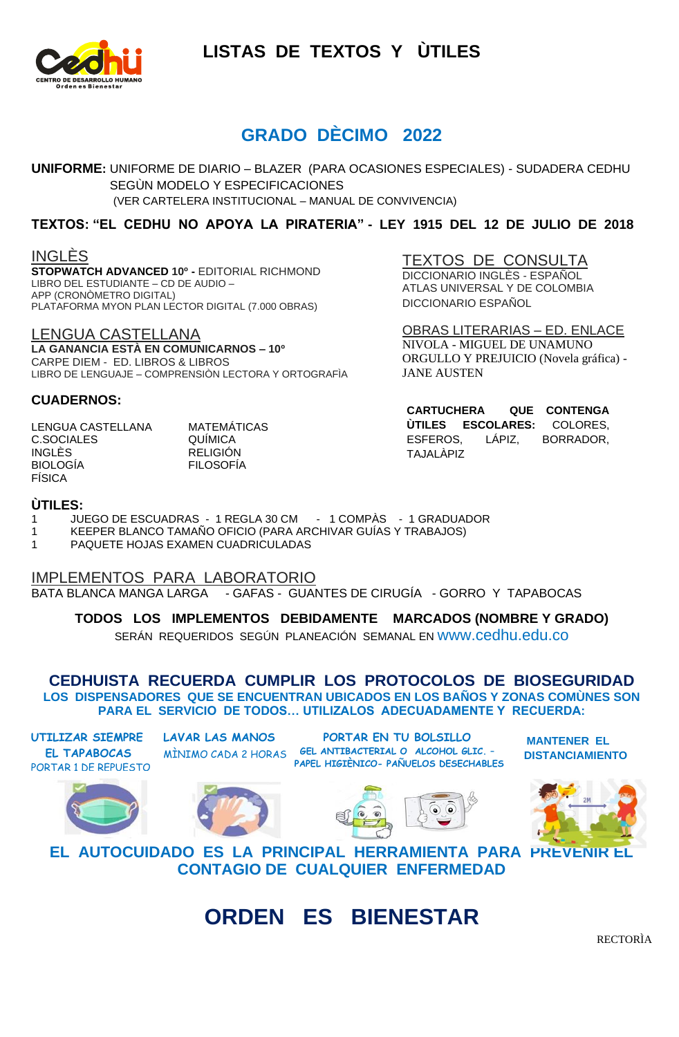# LISTAS DE TEXTOS Y ÙTILES

## GRADO DÈCIMO 2022

**UNIFORME:** UNIFORME DE DIARIO – BLAZER (PARA OCASIONES ESPECIALES) - SUDADERA CEDHU SEGÙN MODELO Y ESPECIFICACIONES
(VER CARTELERA INSTITUCIONAL – MANUAL DE CONVIVENCIA)

**TEXTOS: "EL CEDHU NO APOYA LA PIRATERIA" - LEY 1915 DEL 12 DE JULIO DE 2018**

### INGLÈS

**STOPWATCH ADVANCED 10º -** EDITORIAL RICHMOND
LIBRO DEL ESTUDIANTE – CD DE AUDIO –
APP (CRONÒMETRO DIGITAL)
PLATAFORMA MYON PLAN LECTOR DIGITAL (7.000 OBRAS)

### LENGUA CASTELLANA

**LA GANANCIA ESTÀ EN COMUNICARNOS – 10º**
CARPE DIEM - ED. LIBROS & LIBROS
LIBRO DE LENGUAJE – COMPRENSIÒN LECTORA Y ORTOGRAFÌA

### TEXTOS DE CONSULTA

DICCIONARIO INGLÈS - ESPAÑOL
ATLAS UNIVERSAL Y DE COLOMBIA
DICCIONARIO ESPAÑOL

### OBRAS LITERARIAS – ED. ENLACE

NIVOLA - MIGUEL DE UNAMUNO
ORGULLO Y PREJUICIO (Novela gráfica) - JANE AUSTEN

### CUADERNOS:

| | |
|---|---|
| LENGUA CASTELLANA | MATEMÁTICAS |
| C.SOCIALES | QUÍMICA |
| INGLÈS | RELIGIÓN |
| BIOLOGÍA | FILOSOFÍA |
| FÍSICA | |

**CARTUCHERA QUE CONTENGA ÙTILES ESCOLARES:** COLORES, ESFEROS, LÁPIZ, BORRADOR, TAJALÀPIZ

### ÙTILES:

1 JUEGO DE ESCUADRAS - 1 REGLA 30 CM - 1 COMPÀS - 1 GRADUADOR
1 KEEPER BLANCO TAMAÑO OFICIO (PARA ARCHIVAR GUÍAS Y TRABAJOS)
1 PAQUETE HOJAS EXAMEN CUADRICULADAS

### IMPLEMENTOS PARA LABORATORIO

BATA BLANCA MANGA LARGA - GAFAS - GUANTES DE CIRUGÍA - GORRO Y TAPABOCAS

**TODOS LOS IMPLEMENTOS DEBIDAMENTE MARCADOS (NOMBRE Y GRADO)**
SERÁN REQUERIDOS SEGÚN PLANEACIÓN SEMANAL EN www.cedhu.edu.co

**CEDHUISTA RECUERDA CUMPLIR LOS PROTOCOLOS DE BIOSEGURIDAD**
**LOS DISPENSADORES QUE SE ENCUENTRAN UBICADOS EN LOS BAÑOS Y ZONAS COMÙNES SON PARA EL SERVICIO DE TODOS… UTILIZALOS ADECUADAMENTE Y RECUERDA:**

UTILIZAR SIEMPRE EL TAPABOCAS
PORTAR 1 DE REPUESTO

LAVAR LAS MANOS
MÌNIMO CADA 2 HORAS

PORTAR EN TU BOLSILLO
GEL ANTIBACTERIAL O ALCOHOL GLIC. - PAPEL HIGIÈNICO- PAÑUELOS DESECHABLES

MANTENER EL DISTANCIAMIENTO

**EL AUTOCUIDADO ES LA PRINCIPAL HERRAMIENTA PARA PREVENIR EL CONTAGIO DE CUALQUIER ENFERMEDAD**

## ORDEN ES BIENESTAR

RECTORÌA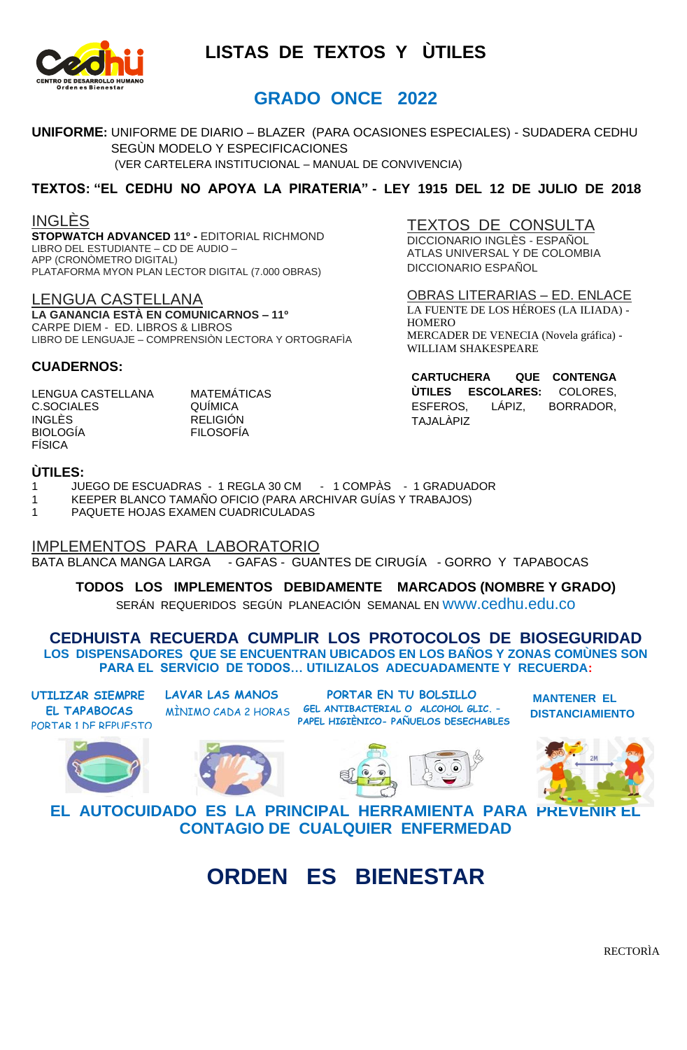# LISTAS DE TEXTOS Y ÙTILES

## GRADO ONCE 2022

**UNIFORME:** UNIFORME DE DIARIO – BLAZER (PARA OCASIONES ESPECIALES) - SUDADERA CEDHU SEGÙN MODELO Y ESPECIFICACIONES
(VER CARTELERA INSTITUCIONAL – MANUAL DE CONVIVENCIA)

**TEXTOS: "EL CEDHU NO APOYA LA PIRATERIA" - LEY 1915 DEL 12 DE JULIO DE 2018**

### INGLÈS

**STOPWATCH ADVANCED 11º -** EDITORIAL RICHMOND
LIBRO DEL ESTUDIANTE – CD DE AUDIO –
APP (CRONÒMETRO DIGITAL)
PLATAFORMA MYON PLAN LECTOR DIGITAL (7.000 OBRAS)

### LENGUA CASTELLANA

**LA GANANCIA ESTÀ EN COMUNICARNOS – 11º**
CARPE DIEM - ED. LIBROS & LIBROS
LIBRO DE LENGUAJE – COMPRENSIÒN LECTORA Y ORTOGRAFÌA

### TEXTOS DE CONSULTA

DICCIONARIO INGLÈS - ESPAÑOL
ATLAS UNIVERSAL Y DE COLOMBIA
DICCIONARIO ESPAÑOL

### OBRAS LITERARIAS – ED. ENLACE

LA FUENTE DE LOS HÉROES (LA ILIADA) - HOMERO
MERCADER DE VENECIA (Novela gráfica) - WILLIAM SHAKESPEARE

### CUADERNOS:

- LENGUA CASTELLANA
- C.SOCIALES
- INGLÈS
- BIOLOGÍA
- FÍSICA
- MATEMÁTICAS
- QUÍMICA
- RELIGIÓN
- FILOSOFÍA

**CARTUCHERA QUE CONTENGA ÙTILES ESCOLARES:** COLORES, ESFEROS, LÁPIZ, BORRADOR, TAJALÀPIZ

### ÙTILES:

1 JUEGO DE ESCUADRAS - 1 REGLA 30 CM - 1 COMPÀS - 1 GRADUADOR
1 KEEPER BLANCO TAMAÑO OFICIO (PARA ARCHIVAR GUÍAS Y TRABAJOS)
1 PAQUETE HOJAS EXAMEN CUADRICULADAS

### IMPLEMENTOS PARA LABORATORIO

BATA BLANCA MANGA LARGA - GAFAS - GUANTES DE CIRUGÍA - GORRO Y TAPABOCAS

**TODOS LOS IMPLEMENTOS DEBIDAMENTE MARCADOS (NOMBRE Y GRADO)**
SERÁN REQUERIDOS SEGÚN PLANEACIÓN SEMANAL EN www.cedhu.edu.co

**CEDHUISTA RECUERDA CUMPLIR LOS PROTOCOLOS DE BIOSEGURIDAD**
**LOS DISPENSADORES QUE SE ENCUENTRAN UBICADOS EN LOS BAÑOS Y ZONAS COMÙNES SON PARA EL SERVICIO DE TODOS… UTILIZALOS ADECUADAMENTE Y RECUERDA:**

- **UTILIZAR SIEMPRE EL TAPABOCAS** PORTAR 1 DE REPUESTO
- **LAVAR LAS MANOS** MÌNIMO CADA 2 HORAS
- **PORTAR EN TU BOLSILLO** GEL ANTIBACTERIAL O ALCOHOL GLIC. - PAPEL HIGIÈNICO- PAÑUELOS DESECHABLES
- **MANTENER EL DISTANCIAMIENTO**

**EL AUTOCUIDADO ES LA PRINCIPAL HERRAMIENTA PARA PREVENIR EL CONTAGIO DE CUALQUIER ENFERMEDAD**

# ORDEN ES BIENESTAR

RECTORÌA